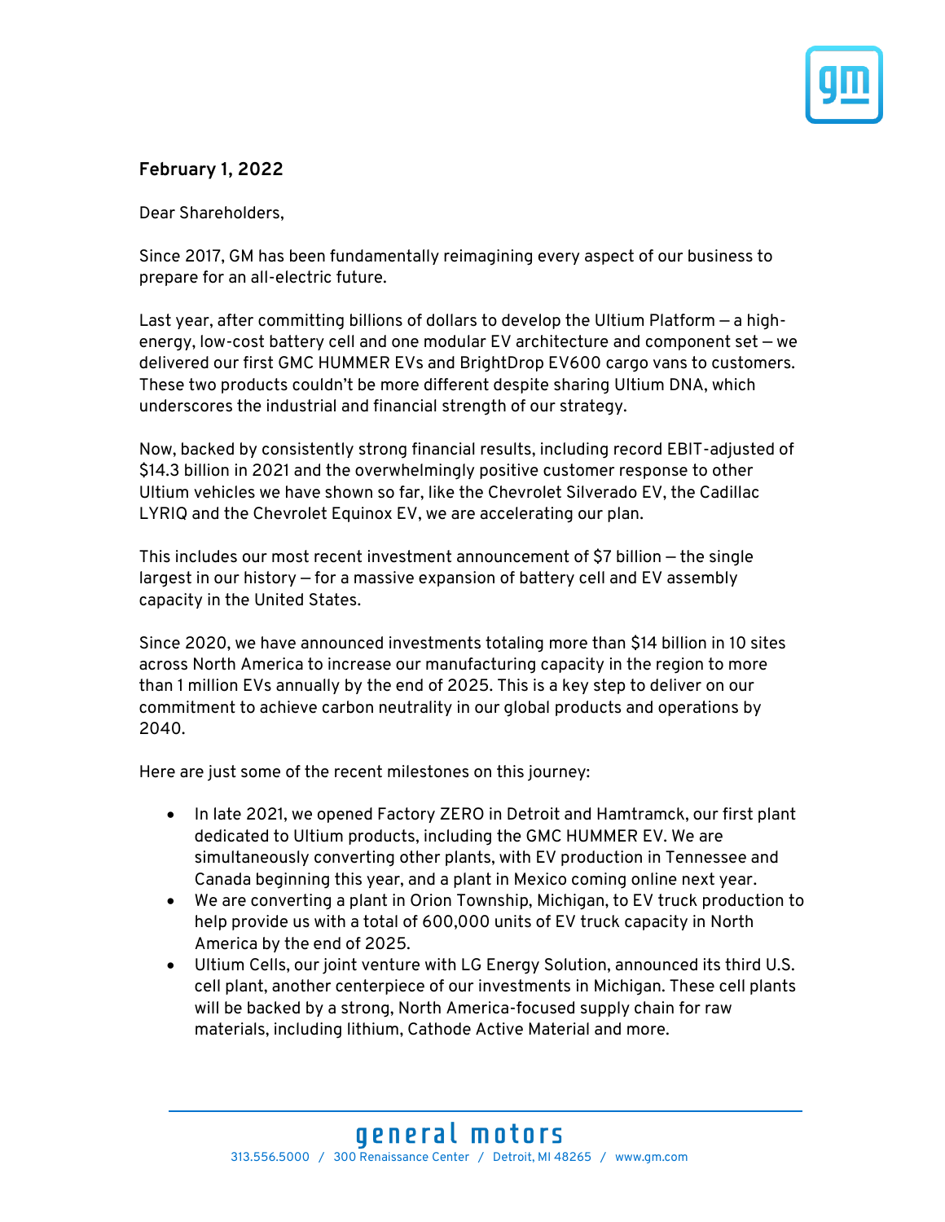**February 1, 2022**

Dear Shareholders,

Since 2017, GM has been fundamentally reimagining every aspect of our business to prepare for an all-electric future.

Last year, after committing billions of dollars to develop the Ultium Platform — a high-energy, low-cost battery cell and one modular EV architecture and component set — we delivered our first GMC HUMMER EVs and BrightDrop EV600 cargo vans to customers. These two products couldn't be more different despite sharing Ultium DNA, which underscores the industrial and financial strength of our strategy.

Now, backed by consistently strong financial results, including record EBIT-adjusted of $14.3 billion in 2021 and the overwhelmingly positive customer response to other Ultium vehicles we have shown so far, like the Chevrolet Silverado EV, the Cadillac LYRIQ and the Chevrolet Equinox EV, we are accelerating our plan.

This includes our most recent investment announcement of $7 billion — the single largest in our history — for a massive expansion of battery cell and EV assembly capacity in the United States.

Since 2020, we have announced investments totaling more than $14 billion in 10 sites across North America to increase our manufacturing capacity in the region to more than 1 million EVs annually by the end of 2025. This is a key step to deliver on our commitment to achieve carbon neutrality in our global products and operations by 2040.

Here are just some of the recent milestones on this journey:

- In late 2021, we opened Factory ZERO in Detroit and Hamtramck, our first plant dedicated to Ultium products, including the GMC HUMMER EV. We are simultaneously converting other plants, with EV production in Tennessee and Canada beginning this year, and a plant in Mexico coming online next year.
- We are converting a plant in Orion Township, Michigan, to EV truck production to help provide us with a total of 600,000 units of EV truck capacity in North America by the end of 2025.
- Ultium Cells, our joint venture with LG Energy Solution, announced its third U.S. cell plant, another centerpiece of our investments in Michigan. These cell plants will be backed by a strong, North America-focused supply chain for raw materials, including lithium, Cathode Active Material and more.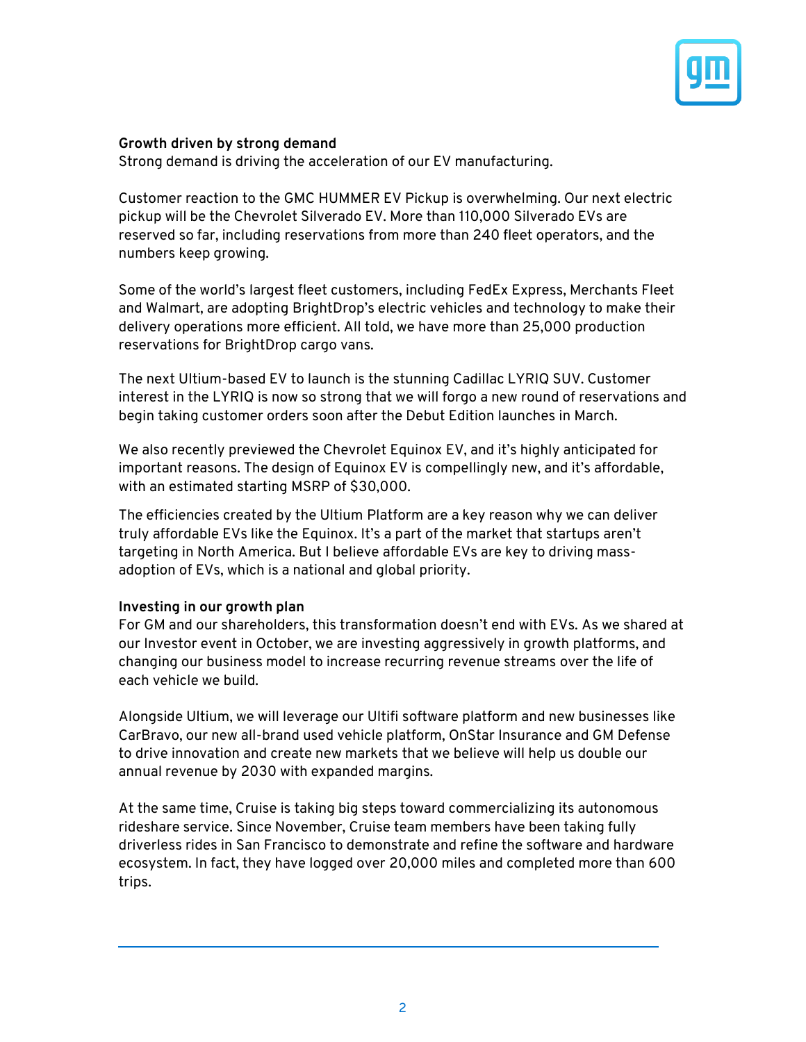**Growth driven by strong demand**
Strong demand is driving the acceleration of our EV manufacturing.

Customer reaction to the GMC HUMMER EV Pickup is overwhelming. Our next electric pickup will be the Chevrolet Silverado EV. More than 110,000 Silverado EVs are reserved so far, including reservations from more than 240 fleet operators, and the numbers keep growing.

Some of the world's largest fleet customers, including FedEx Express, Merchants Fleet and Walmart, are adopting BrightDrop's electric vehicles and technology to make their delivery operations more efficient. All told, we have more than 25,000 production reservations for BrightDrop cargo vans.

The next Ultium-based EV to launch is the stunning Cadillac LYRIQ SUV. Customer interest in the LYRIQ is now so strong that we will forgo a new round of reservations and begin taking customer orders soon after the Debut Edition launches in March.

We also recently previewed the Chevrolet Equinox EV, and it's highly anticipated for important reasons. The design of Equinox EV is compellingly new, and it's affordable, with an estimated starting MSRP of $30,000.

The efficiencies created by the Ultium Platform are a key reason why we can deliver truly affordable EVs like the Equinox. It's a part of the market that startups aren't targeting in North America. But I believe affordable EVs are key to driving mass-adoption of EVs, which is a national and global priority.

**Investing in our growth plan**
For GM and our shareholders, this transformation doesn't end with EVs. As we shared at our Investor event in October, we are investing aggressively in growth platforms, and changing our business model to increase recurring revenue streams over the life of each vehicle we build.

Alongside Ultium, we will leverage our Ultifi software platform and new businesses like CarBravo, our new all-brand used vehicle platform, OnStar Insurance and GM Defense to drive innovation and create new markets that we believe will help us double our annual revenue by 2030 with expanded margins.

At the same time, Cruise is taking big steps toward commercializing its autonomous rideshare service. Since November, Cruise team members have been taking fully driverless rides in San Francisco to demonstrate and refine the software and hardware ecosystem. In fact, they have logged over 20,000 miles and completed more than 600 trips.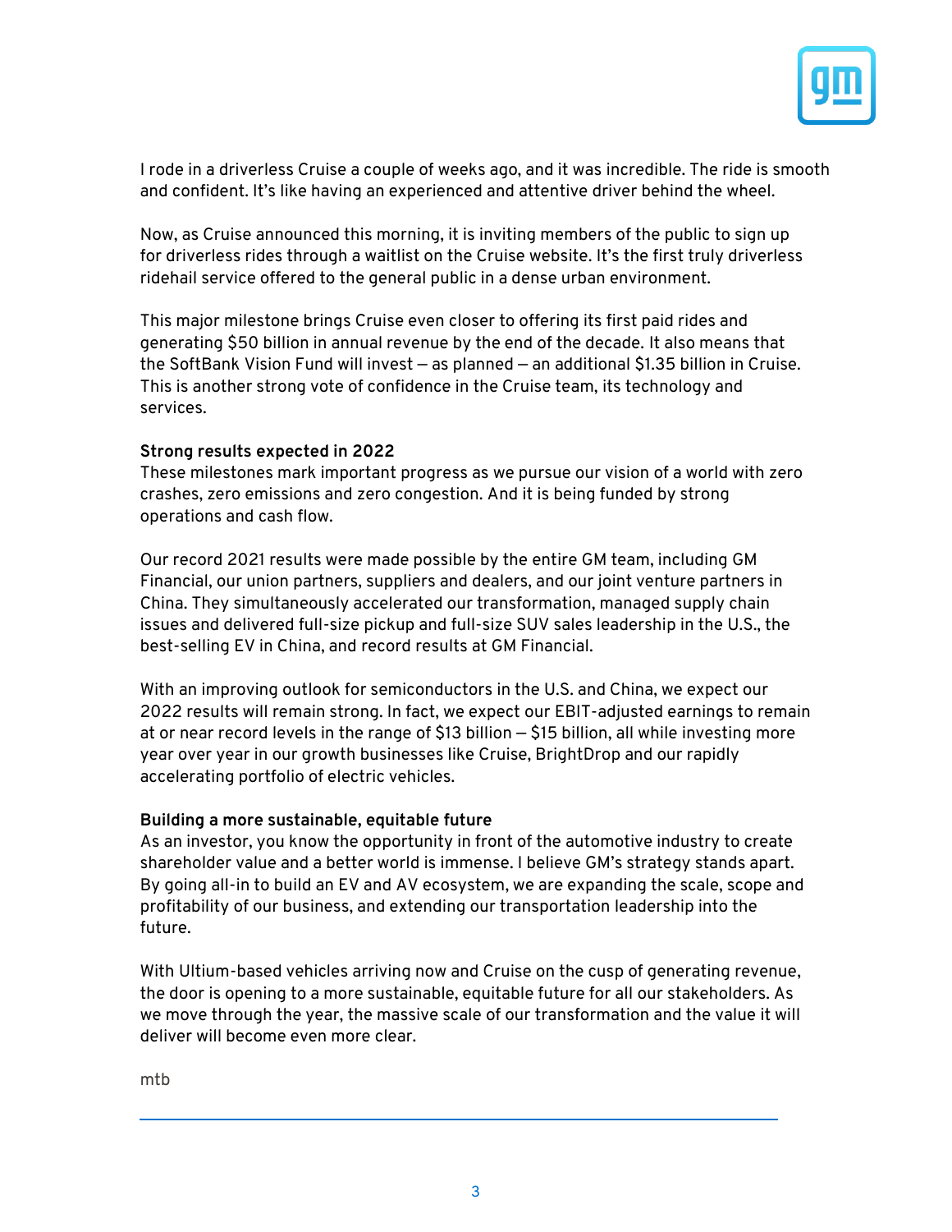I rode in a driverless Cruise a couple of weeks ago, and it was incredible. The ride is smooth and confident. It's like having an experienced and attentive driver behind the wheel.

Now, as Cruise announced this morning, it is inviting members of the public to sign up for driverless rides through a waitlist on the Cruise website. It's the first truly driverless ridehail service offered to the general public in a dense urban environment.

This major milestone brings Cruise even closer to offering its first paid rides and generating $50 billion in annual revenue by the end of the decade. It also means that the SoftBank Vision Fund will invest – as planned – an additional $1.35 billion in Cruise. This is another strong vote of confidence in the Cruise team, its technology and services.

**Strong results expected in 2022**

These milestones mark important progress as we pursue our vision of a world with zero crashes, zero emissions and zero congestion. And it is being funded by strong operations and cash flow.

Our record 2021 results were made possible by the entire GM team, including GM Financial, our union partners, suppliers and dealers, and our joint venture partners in China. They simultaneously accelerated our transformation, managed supply chain issues and delivered full-size pickup and full-size SUV sales leadership in the U.S., the best-selling EV in China, and record results at GM Financial.

With an improving outlook for semiconductors in the U.S. and China, we expect our 2022 results will remain strong. In fact, we expect our EBIT-adjusted earnings to remain at or near record levels in the range of $13 billion – $15 billion, all while investing more year over year in our growth businesses like Cruise, BrightDrop and our rapidly accelerating portfolio of electric vehicles.

**Building a more sustainable, equitable future**

As an investor, you know the opportunity in front of the automotive industry to create shareholder value and a better world is immense. I believe GM's strategy stands apart. By going all-in to build an EV and AV ecosystem, we are expanding the scale, scope and profitability of our business, and extending our transportation leadership into the future.

With Ultium-based vehicles arriving now and Cruise on the cusp of generating revenue, the door is opening to a more sustainable, equitable future for all our stakeholders. As we move through the year, the massive scale of our transformation and the value it will deliver will become even more clear.

mtb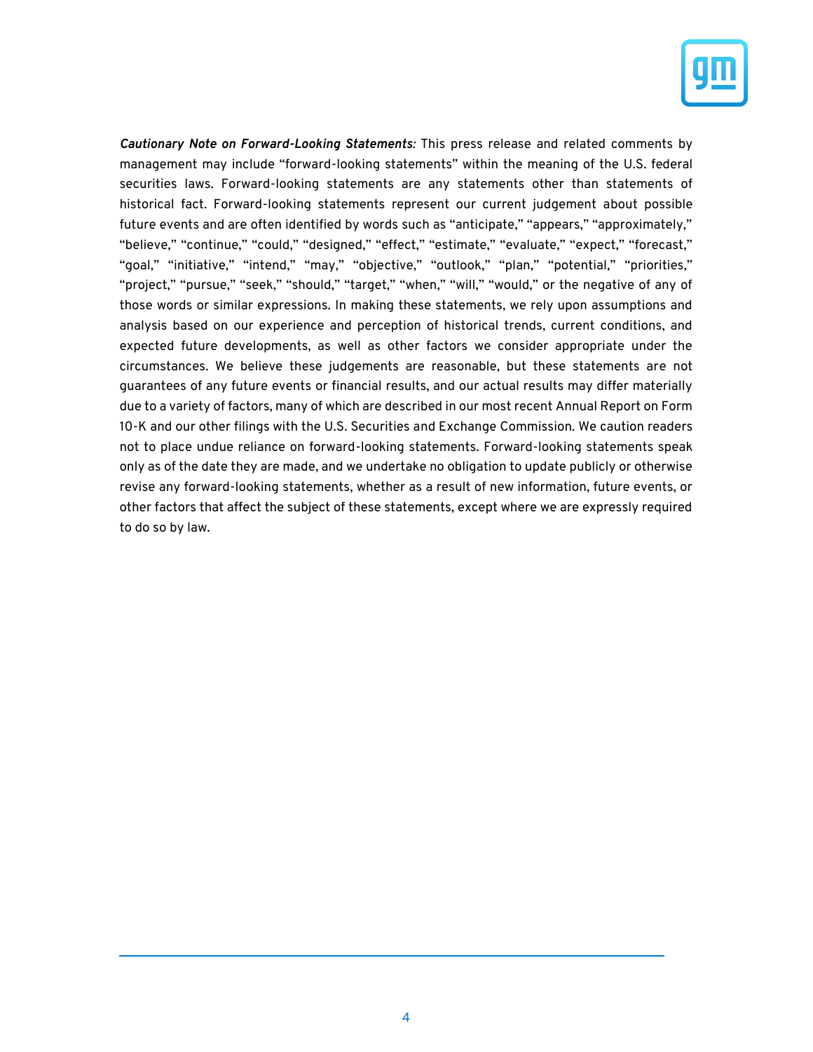***Cautionary Note on Forward-Looking Statements:*** This press release and related comments by management may include “forward-looking statements” within the meaning of the U.S. federal securities laws. Forward-looking statements are any statements other than statements of historical fact. Forward-looking statements represent our current judgement about possible future events and are often identified by words such as “anticipate,” “appears,” “approximately,” “believe,” “continue,” “could,” “designed,” “effect,” “estimate,” “evaluate,” “expect,” “forecast,” “goal,” “initiative,” “intend,” “may,” “objective,” “outlook,” “plan,” “potential,” “priorities,” “project,” “pursue,” “seek,” “should,” “target,” “when,” “will,” “would,” or the negative of any of those words or similar expressions. In making these statements, we rely upon assumptions and analysis based on our experience and perception of historical trends, current conditions, and expected future developments, as well as other factors we consider appropriate under the circumstances. We believe these judgements are reasonable, but these statements are not guarantees of any future events or financial results, and our actual results may differ materially due to a variety of factors, many of which are described in our most recent Annual Report on Form 10-K and our other filings with the U.S. Securities and Exchange Commission. We caution readers not to place undue reliance on forward-looking statements. Forward-looking statements speak only as of the date they are made, and we undertake no obligation to update publicly or otherwise revise any forward-looking statements, whether as a result of new information, future events, or other factors that affect the subject of these statements, except where we are expressly required to do so by law.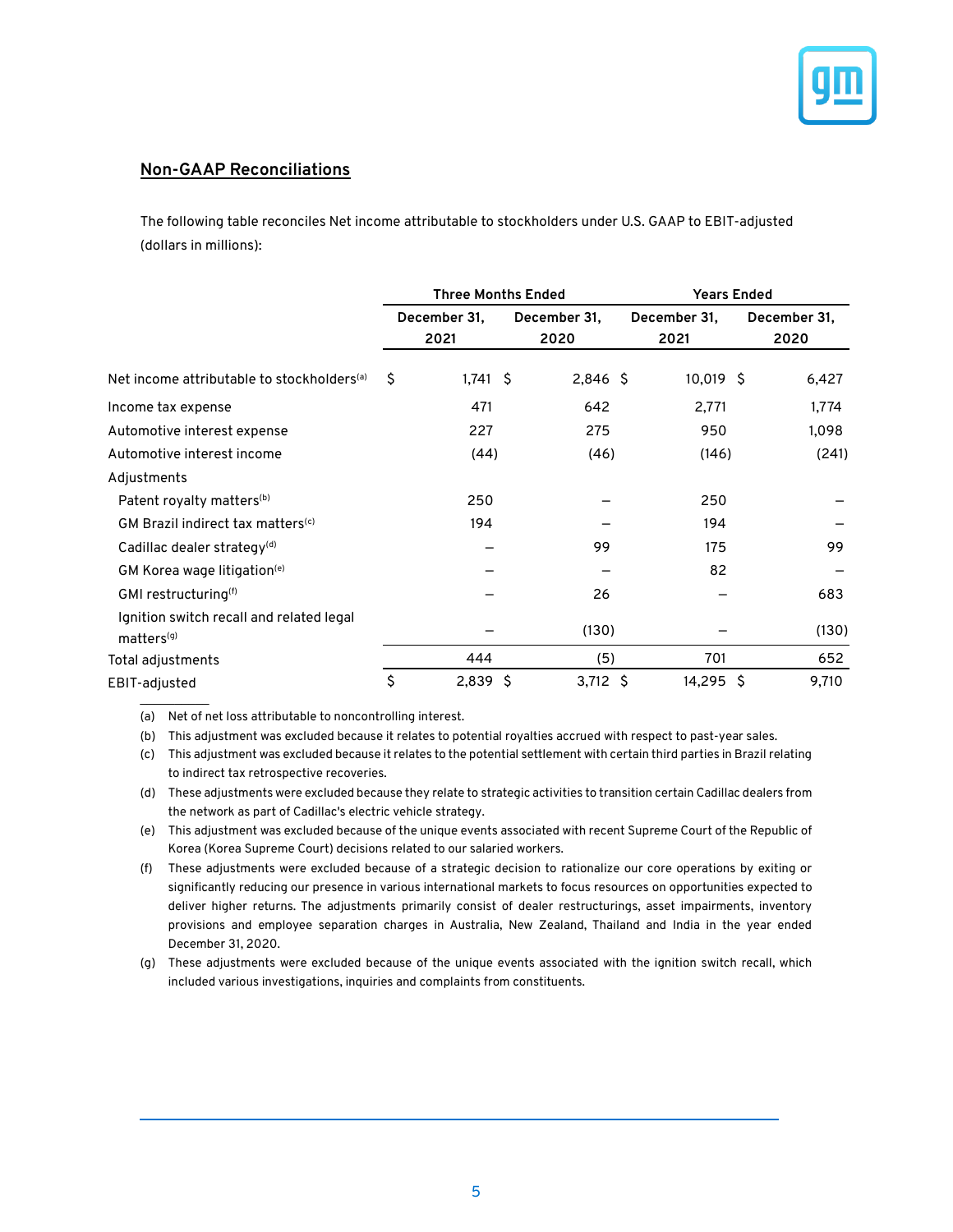## Non-GAAP Reconciliations

The following table reconciles Net income attributable to stockholders under U.S. GAAP to EBIT-adjusted (dollars in millions):

| | Three Months Ended | | Years Ended | |
|---|---|---|---|---|
| | December 31, 2021 | December 31, 2020 | December 31, 2021 | December 31, 2020 |
| Net income attributable to stockholders[(a)] | $ 1,741 | $ 2,846 | $ 10,019 | $ 6,427 |
| Income tax expense | 471 | 642 | 2,771 | 1,774 |
| Automotive interest expense | 227 | 275 | 950 | 1,098 |
| Automotive interest income | (44) | (46) | (146) | (241) |
| Adjustments | | | | |
| Patent royalty matters[(b)] | 250 | — | 250 | — |
| GM Brazil indirect tax matters[(c)] | 194 | — | 194 | — |
| Cadillac dealer strategy[(d)] | — | 99 | 175 | 99 |
| GM Korea wage litigation[(e)] | — | — | 82 | — |
| GMI restructuring[(f)] | — | 26 | — | 683 |
| Ignition switch recall and related legal matters[(g)] | — | (130) | — | (130) |
| Total adjustments | 444 | (5) | 701 | 652 |
| EBIT-adjusted | $ 2,839 | $ 3,712 | $ 14,295 | $ 9,710 |

(a) Net of net loss attributable to noncontrolling interest.

(b) This adjustment was excluded because it relates to potential royalties accrued with respect to past-year sales.

(c) This adjustment was excluded because it relates to the potential settlement with certain third parties in Brazil relating to indirect tax retrospective recoveries.

(d) These adjustments were excluded because they relate to strategic activities to transition certain Cadillac dealers from the network as part of Cadillac's electric vehicle strategy.

(e) This adjustment was excluded because of the unique events associated with recent Supreme Court of the Republic of Korea (Korea Supreme Court) decisions related to our salaried workers.

(f) These adjustments were excluded because of a strategic decision to rationalize our core operations by exiting or significantly reducing our presence in various international markets to focus resources on opportunities expected to deliver higher returns. The adjustments primarily consist of dealer restructurings, asset impairments, inventory provisions and employee separation charges in Australia, New Zealand, Thailand and India in the year ended December 31, 2020.

(g) These adjustments were excluded because of the unique events associated with the ignition switch recall, which included various investigations, inquiries and complaints from constituents.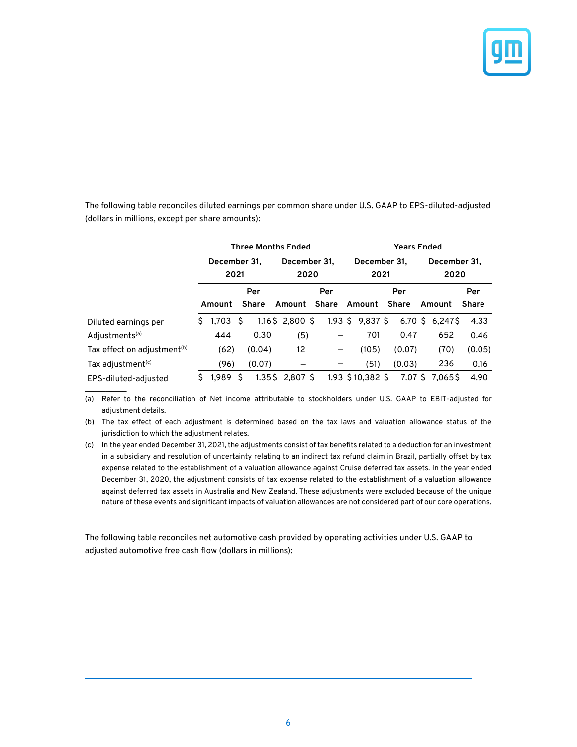The following table reconciles diluted earnings per common share under U.S. GAAP to EPS-diluted-adjusted (dollars in millions, except per share amounts):

| | Three Months Ended | | | | Years Ended | | | |
|---|---|---|---|---|---|---|---|---|
| | December 31, 2021 | | December 31, 2020 | | December 31, 2021 | | December 31, 2020 | |
| | Amount | Per Share | Amount | Per Share | Amount | Per Share | Amount | Per Share |
| Diluted earnings per | $ 1,703 | $ 1.16 | $ 2,800 | $ 1.93 | $ 9,837 | $ 6.70 | $ 6,247 | $ 4.33 |
| Adjustments[(a)] | 444 | 0.30 | (5) | — | 701 | 0.47 | 652 | 0.46 |
| Tax effect on adjustment[(b)] | (62) | (0.04) | 12 | — | (105) | (0.07) | (70) | (0.05) |
| Tax adjustment[(c)] | (96) | (0.07) | — | — | (51) | (0.03) | 236 | 0.16 |
| EPS-diluted-adjusted | $ 1,989 | $ 1.35 | $ 2,807 | $ 1.93 | $ 10,382 | $ 7.07 | $ 7,065 | $ 4.90 |

(a) Refer to the reconciliation of Net income attributable to stockholders under U.S. GAAP to EBIT-adjusted for adjustment details.

(b) The tax effect of each adjustment is determined based on the tax laws and valuation allowance status of the jurisdiction to which the adjustment relates.

(c) In the year ended December 31, 2021, the adjustments consist of tax benefits related to a deduction for an investment in a subsidiary and resolution of uncertainty relating to an indirect tax refund claim in Brazil, partially offset by tax expense related to the establishment of a valuation allowance against Cruise deferred tax assets. In the year ended December 31, 2020, the adjustment consists of tax expense related to the establishment of a valuation allowance against deferred tax assets in Australia and New Zealand. These adjustments were excluded because of the unique nature of these events and significant impacts of valuation allowances are not considered part of our core operations.

The following table reconciles net automotive cash provided by operating activities under U.S. GAAP to adjusted automotive free cash flow (dollars in millions):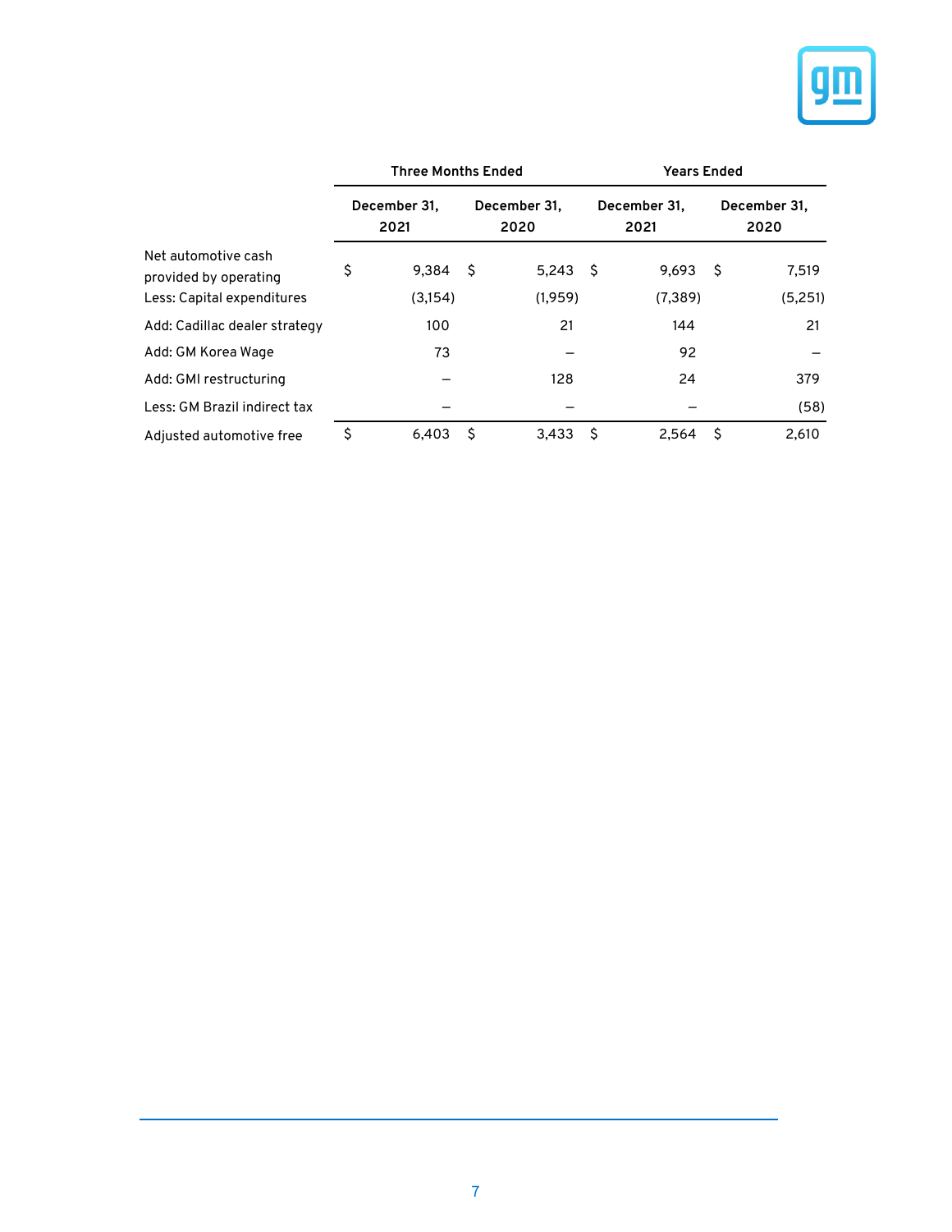| | Three Months Ended | | Years Ended | |
|---|---|---|---|---|
| | December 31, 2021 | December 31, 2020 | December 31, 2021 | December 31, 2020 |
| Net automotive cash provided by operating | $ 9,384 | $ 5,243 | $ 9,693 | $ 7,519 |
| Less: Capital expenditures | (3,154) | (1,959) | (7,389) | (5,251) |
| Add: Cadillac dealer strategy | 100 | 21 | 144 | 21 |
| Add: GM Korea Wage | 73 | — | 92 | — |
| Add: GMI restructuring | — | 128 | 24 | 379 |
| Less: GM Brazil indirect tax | — | — | — | (58) |
| Adjusted automotive free | $ 6,403 | $ 3,433 | $ 2,564 | $ 2,610 |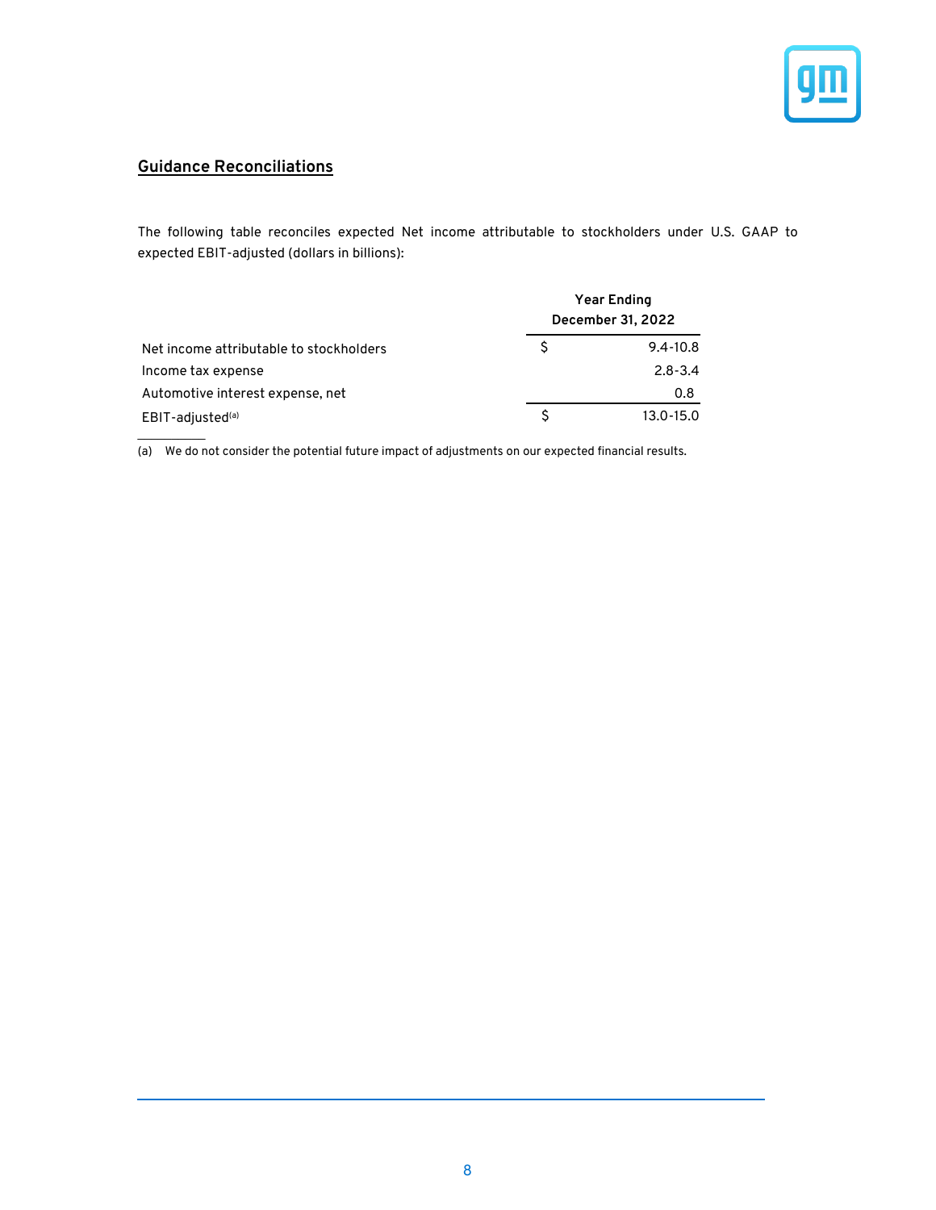## Guidance Reconciliations

The following table reconciles expected Net income attributable to stockholders under U.S. GAAP to expected EBIT-adjusted (dollars in billions):

| | Year Ending December 31, 2022 |
|---|---|
| Net income attributable to stockholders | $ 9.4-10.8 |
| Income tax expense | 2.8-3.4 |
| Automotive interest expense, net | 0.8 |
| EBIT-adjusted[(a)] | $ 13.0-15.0 |

(a) We do not consider the potential future impact of adjustments on our expected financial results.